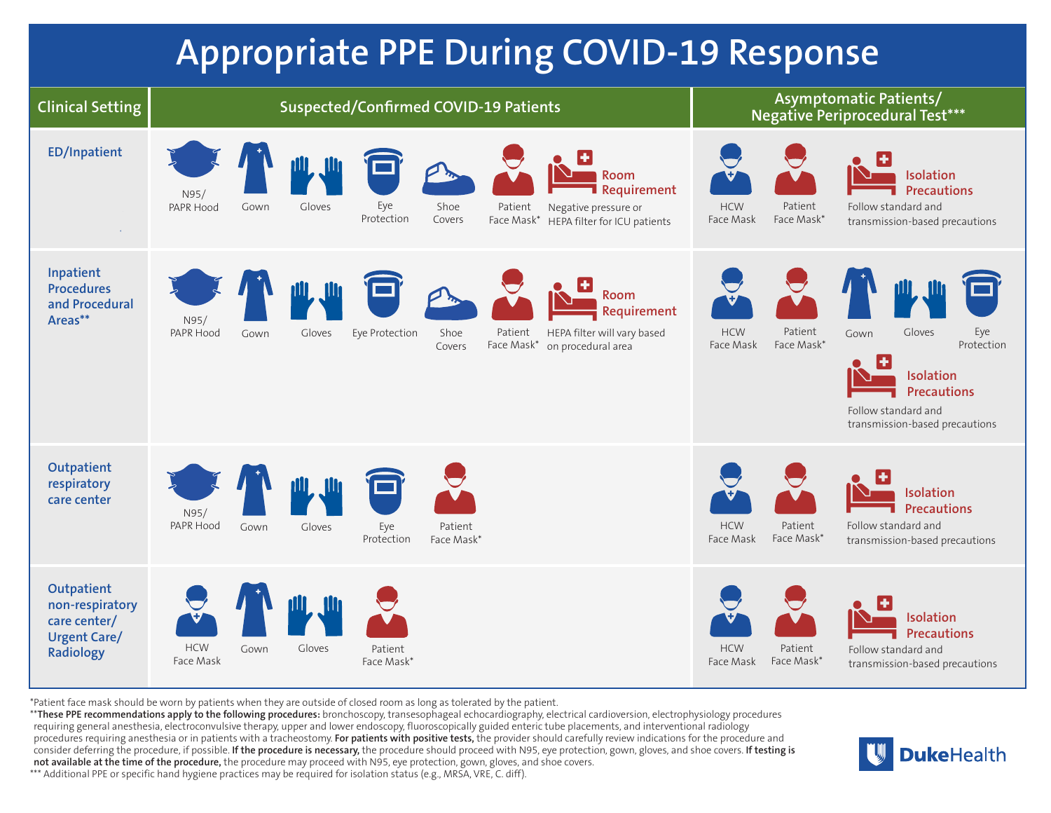# Appropriate PPE During COVID-19 Response

| Clinical Setting | Suspected/Confirmed COVID-19 Patients | Asymptomatic Patients/ Negative Periprocedural Test*** |
| --- | --- | --- |
| ED/Inpatient | N95/ PAPR Hood; Gown; Gloves; Eye Protection; Shoe Covers; Patient Face Mask*; **Room Requirement**: Negative pressure or HEPA filter for ICU patients | HCW Face Mask; Patient Face Mask*; **Isolation Precautions**: Follow standard and transmission-based precautions |
| Inpatient Procedures and Procedural Areas** | N95/ PAPR Hood; Gown; Gloves; Eye Protection; Shoe Covers; Patient Face Mask*; **Room Requirement**: HEPA filter will vary based on procedural area | HCW Face Mask; Patient Face Mask*; Gown; Gloves; Eye Protection; **Isolation Precautions**: Follow standard and transmission-based precautions |
| Outpatient respiratory care center | N95/ PAPR Hood; Gown; Gloves; Eye Protection; Patient Face Mask* | HCW Face Mask; Patient Face Mask*; **Isolation Precautions**: Follow standard and transmission-based precautions |
| Outpatient non-respiratory care center/ Urgent Care/ Radiology | HCW Face Mask; Gown; Gloves; Patient Face Mask* | HCW Face Mask; Patient Face Mask*; **Isolation Precautions**: Follow standard and transmission-based precautions |

*Patient face mask should be worn by patients when they are outside of closed room as long as tolerated by the patient.

****These PPE recommendations apply to the following procedures:** bronchoscopy, transesophageal echocardiography, electrical cardioversion, electrophysiology procedures requiring general anesthesia, electroconvulsive therapy, upper and lower endoscopy, fluoroscopically guided enteric tube placements, and interventional radiology procedures requiring anesthesia or in patients with a tracheostomy. **For patients with positive tests,** the provider should carefully review indications for the procedure and consider deferring the procedure, if possible. **If the procedure is necessary,** the procedure should proceed with N95, eye protection, gown, gloves, and shoe covers. **If testing is not available at the time of the procedure,** the procedure may proceed with N95, eye protection, gown, gloves, and shoe covers.

*** Additional PPE or specific hand hygiene practices may be required for isolation status (e.g., MRSA, VRE, C. diff).

DukeHealth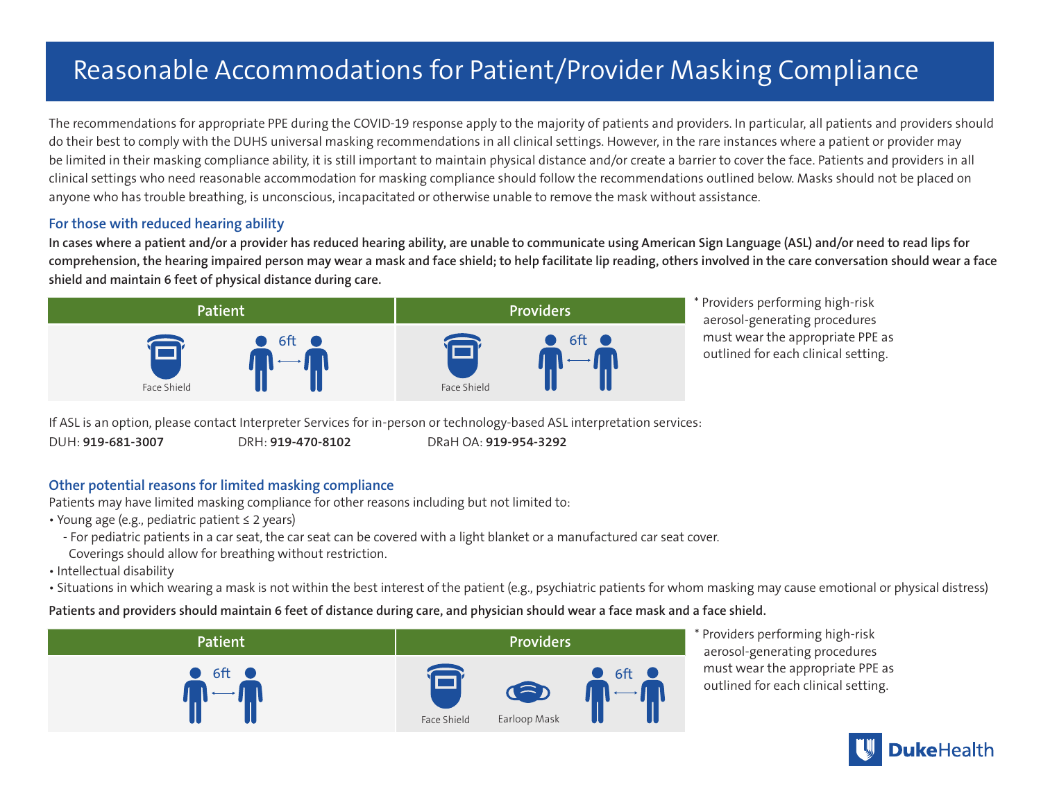# Reasonable Accommodations for Patient/Provider Masking Compliance

The recommendations for appropriate PPE during the COVID-19 response apply to the majority of patients and providers. In particular, all patients and providers should do their best to comply with the DUHS universal masking recommendations in all clinical settings. However, in the rare instances where a patient or provider may be limited in their masking compliance ability, it is still important to maintain physical distance and/or create a barrier to cover the face. Patients and providers in all clinical settings who need reasonable accommodation for masking compliance should follow the recommendations outlined below. Masks should not be placed on anyone who has trouble breathing, is unconscious, incapacitated or otherwise unable to remove the mask without assistance.

## For those with reduced hearing ability

**In cases where a patient and/or a provider has reduced hearing ability, are unable to communicate using American Sign Language (ASL) and/or need to read lips for comprehension, the hearing impaired person may wear a mask and face shield; to help facilitate lip reading, others involved in the care conversation should wear a face shield and maintain 6 feet of physical distance during care.**

| Patient | Providers |
|---|---|
| Face Shield; 6ft | Face Shield; 6ft |

\* Providers performing high-risk aerosol-generating procedures must wear the appropriate PPE as outlined for each clinical setting.

If ASL is an option, please contact Interpreter Services for in-person or technology-based ASL interpretation services:

DUH: **919-681-3007** DRH: **919-470-8102** DRaH OA: **919-954-3292**

## Other potential reasons for limited masking compliance

Patients may have limited masking compliance for other reasons including but not limited to:

- Young age (e.g., pediatric patient ≤ 2 years)
  - For pediatric patients in a car seat, the car seat can be covered with a light blanket or a manufactured car seat cover. Coverings should allow for breathing without restriction.
- Intellectual disability
- Situations in which wearing a mask is not within the best interest of the patient (e.g., psychiatric patients for whom masking may cause emotional or physical distress)

**Patients and providers should maintain 6 feet of distance during care, and physician should wear a face mask and a face shield.**

| Patient | Providers |
|---|---|
| 6ft | Face Shield; Earloop Mask; 6ft |

\* Providers performing high-risk aerosol-generating procedures must wear the appropriate PPE as outlined for each clinical setting.

DukeHealth